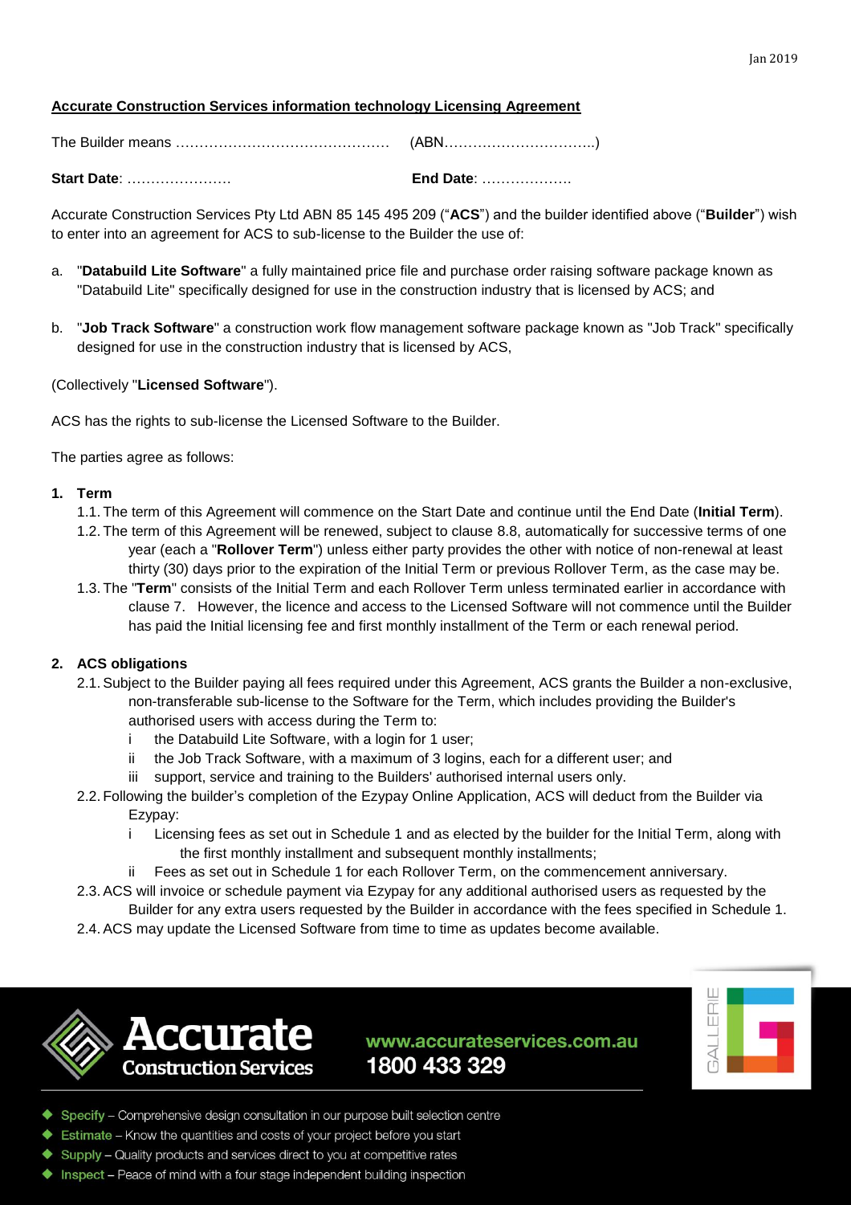**Accurate Construction Services information technology Licensing Agreement**

The Builder means ……………………………………… (ABN…………………………..)

**Start Date**: …………………. **End Date**: ……………….

Accurate Construction Services Pty Ltd ABN 85 145 495 209 ("**ACS**") and the builder identified above ("**Builder**") wish to enter into an agreement for ACS to sub-license to the Builder the use of:

a. "**Databuild Lite Software**" a fully maintained price file and purchase order raising software package known as "Databuild Lite" specifically designed for use in the construction industry that is licensed by ACS; and

b. "**Job Track Software**" a construction work flow management software package known as "Job Track" specifically designed for use in the construction industry that is licensed by ACS,

(Collectively "**Licensed Software**").

ACS has the rights to sub-license the Licensed Software to the Builder.

The parties agree as follows:

**1. Term**

1.1. The term of this Agreement will commence on the Start Date and continue until the End Date (**Initial Term**).

1.2. The term of this Agreement will be renewed, subject to clause 8.8, automatically for successive terms of one year (each a "**Rollover Term**") unless either party provides the other with notice of non-renewal at least thirty (30) days prior to the expiration of the Initial Term or previous Rollover Term, as the case may be.

1.3. The "**Term**" consists of the Initial Term and each Rollover Term unless terminated earlier in accordance with clause 7. However, the licence and access to the Licensed Software will not commence until the Builder has paid the Initial licensing fee and first monthly installment of the Term or each renewal period.

**2. ACS obligations**

2.1. Subject to the Builder paying all fees required under this Agreement, ACS grants the Builder a non-exclusive, non-transferable sub-license to the Software for the Term, which includes providing the Builder's authorised users with access during the Term to:

- i the Databuild Lite Software, with a login for 1 user;
- ii the Job Track Software, with a maximum of 3 logins, each for a different user; and
- iii support, service and training to the Builders' authorised internal users only.

2.2. Following the builder's completion of the Ezypay Online Application, ACS will deduct from the Builder via Ezypay:

- i Licensing fees as set out in Schedule 1 and as elected by the builder for the Initial Term, along with the first monthly installment and subsequent monthly installments;
- ii Fees as set out in Schedule 1 for each Rollover Term, on the commencement anniversary.

2.3. ACS will invoice or schedule payment via Ezypay for any additional authorised users as requested by the Builder for any extra users requested by the Builder in accordance with the fees specified in Schedule 1.

2.4. ACS may update the Licensed Software from time to time as updates become available.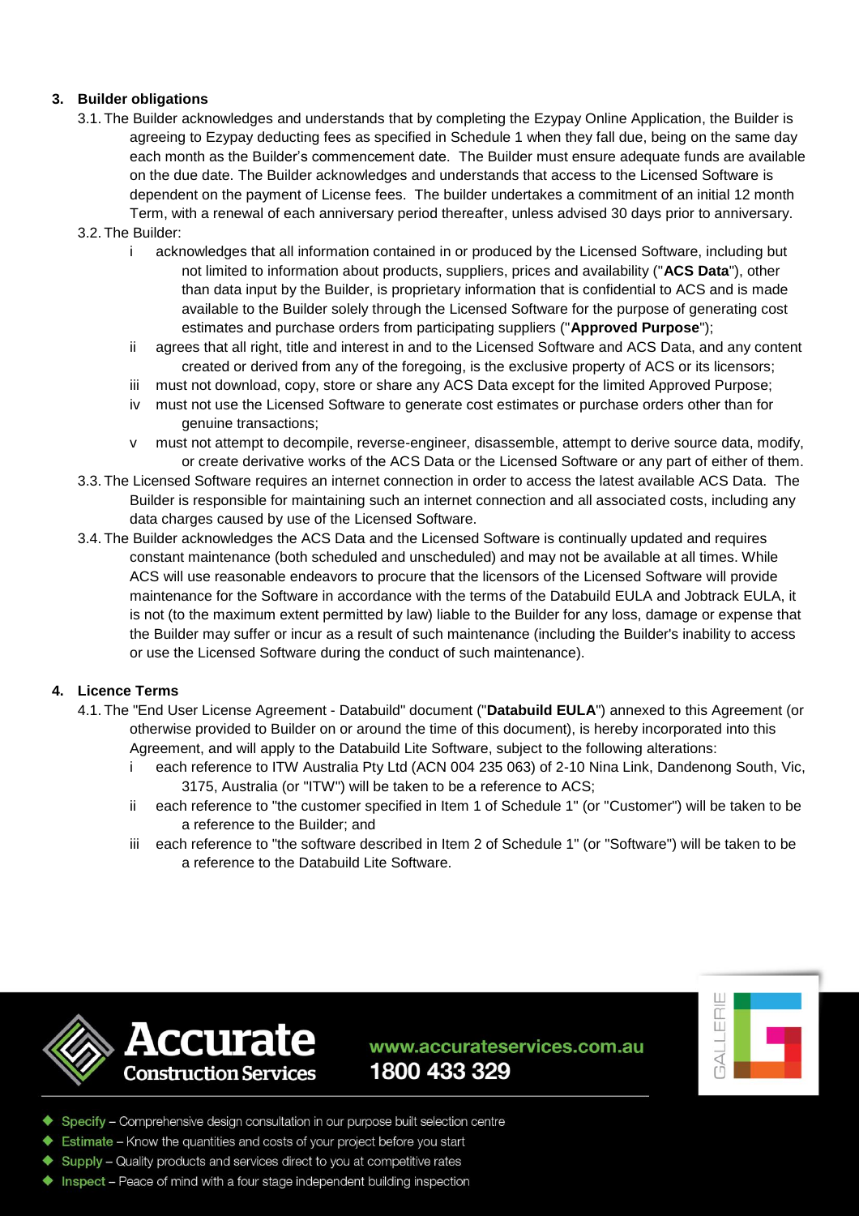## 3. Builder obligations

3.1. The Builder acknowledges and understands that by completing the Ezypay Online Application, the Builder is agreeing to Ezypay deducting fees as specified in Schedule 1 when they fall due, being on the same day each month as the Builder's commencement date. The Builder must ensure adequate funds are available on the due date. The Builder acknowledges and understands that access to the Licensed Software is dependent on the payment of License fees. The builder undertakes a commitment of an initial 12 month Term, with a renewal of each anniversary period thereafter, unless advised 30 days prior to anniversary.

3.2. The Builder:

- i acknowledges that all information contained in or produced by the Licensed Software, including but not limited to information about products, suppliers, prices and availability ("**ACS Data**"), other than data input by the Builder, is proprietary information that is confidential to ACS and is made available to the Builder solely through the Licensed Software for the purpose of generating cost estimates and purchase orders from participating suppliers ("**Approved Purpose**");
- ii agrees that all right, title and interest in and to the Licensed Software and ACS Data, and any content created or derived from any of the foregoing, is the exclusive property of ACS or its licensors;
- iii must not download, copy, store or share any ACS Data except for the limited Approved Purpose;
- iv must not use the Licensed Software to generate cost estimates or purchase orders other than for genuine transactions;
- v must not attempt to decompile, reverse-engineer, disassemble, attempt to derive source data, modify, or create derivative works of the ACS Data or the Licensed Software or any part of either of them.

3.3. The Licensed Software requires an internet connection in order to access the latest available ACS Data. The Builder is responsible for maintaining such an internet connection and all associated costs, including any data charges caused by use of the Licensed Software.

3.4. The Builder acknowledges the ACS Data and the Licensed Software is continually updated and requires constant maintenance (both scheduled and unscheduled) and may not be available at all times. While ACS will use reasonable endeavors to procure that the licensors of the Licensed Software will provide maintenance for the Software in accordance with the terms of the Databuild EULA and Jobtrack EULA, it is not (to the maximum extent permitted by law) liable to the Builder for any loss, damage or expense that the Builder may suffer or incur as a result of such maintenance (including the Builder's inability to access or use the Licensed Software during the conduct of such maintenance).

## 4. Licence Terms

4.1. The "End User License Agreement - Databuild" document ("**Databuild EULA**") annexed to this Agreement (or otherwise provided to Builder on or around the time of this document), is hereby incorporated into this Agreement, and will apply to the Databuild Lite Software, subject to the following alterations:

- i each reference to ITW Australia Pty Ltd (ACN 004 235 063) of 2-10 Nina Link, Dandenong South, Vic, 3175, Australia (or "ITW") will be taken to be a reference to ACS;
- ii each reference to "the customer specified in Item 1 of Schedule 1" (or "Customer") will be taken to be a reference to the Builder; and
- iii each reference to "the software described in Item 2 of Schedule 1" (or "Software") will be taken to be a reference to the Databuild Lite Software.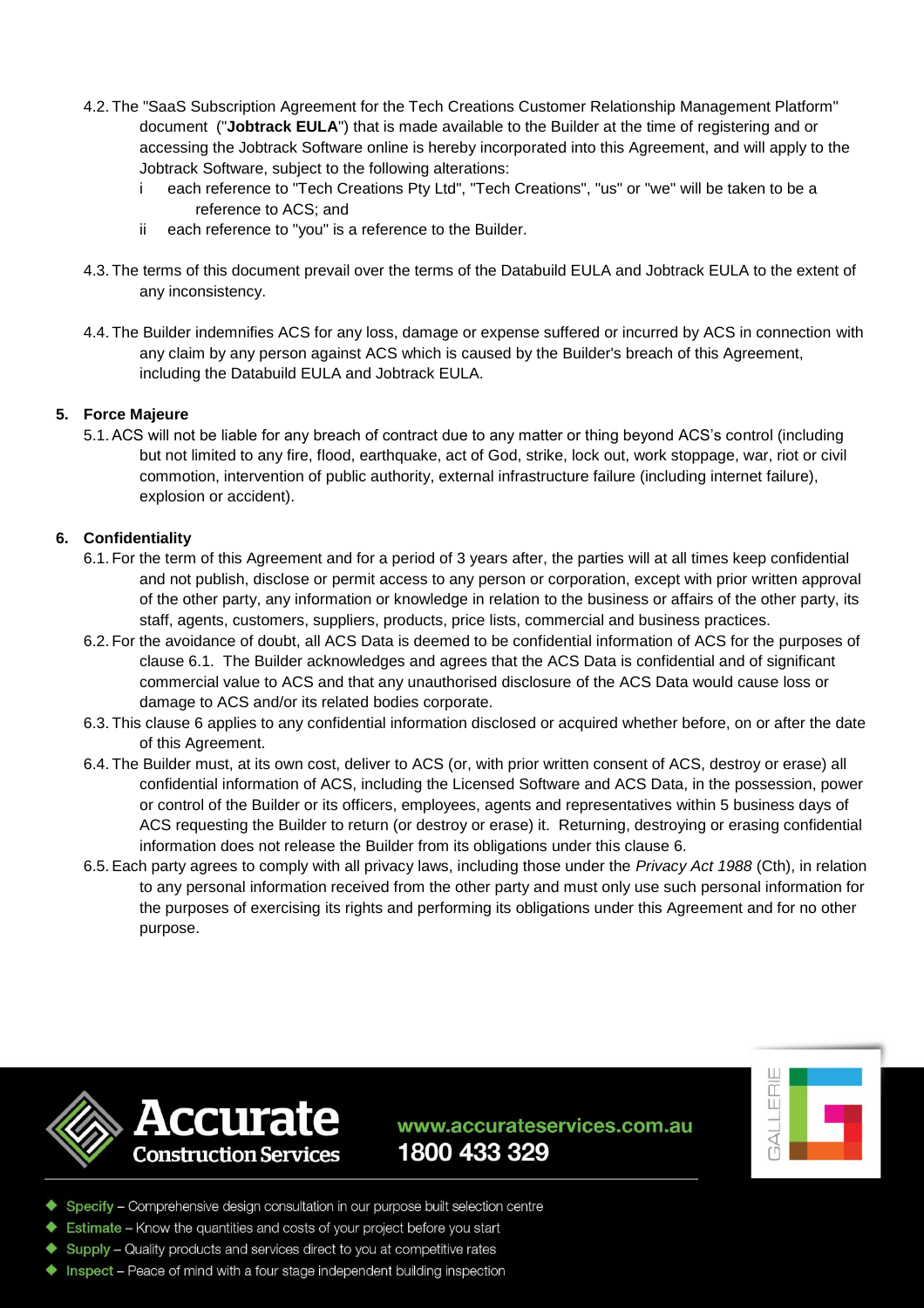4.2. The "SaaS Subscription Agreement for the Tech Creations Customer Relationship Management Platform" document ("**Jobtrack EULA**") that is made available to the Builder at the time of registering and or accessing the Jobtrack Software online is hereby incorporated into this Agreement, and will apply to the Jobtrack Software, subject to the following alterations:

   i each reference to "Tech Creations Pty Ltd", "Tech Creations", "us" or "we" will be taken to be a reference to ACS; and

   ii each reference to "you" is a reference to the Builder.

4.3. The terms of this document prevail over the terms of the Databuild EULA and Jobtrack EULA to the extent of any inconsistency.

4.4. The Builder indemnifies ACS for any loss, damage or expense suffered or incurred by ACS in connection with any claim by any person against ACS which is caused by the Builder's breach of this Agreement, including the Databuild EULA and Jobtrack EULA.

**5. Force Majeure**

5.1. ACS will not be liable for any breach of contract due to any matter or thing beyond ACS's control (including but not limited to any fire, flood, earthquake, act of God, strike, lock out, work stoppage, war, riot or civil commotion, intervention of public authority, external infrastructure failure (including internet failure), explosion or accident).

**6. Confidentiality**

6.1. For the term of this Agreement and for a period of 3 years after, the parties will at all times keep confidential and not publish, disclose or permit access to any person or corporation, except with prior written approval of the other party, any information or knowledge in relation to the business or affairs of the other party, its staff, agents, customers, suppliers, products, price lists, commercial and business practices.

6.2. For the avoidance of doubt, all ACS Data is deemed to be confidential information of ACS for the purposes of clause 6.1. The Builder acknowledges and agrees that the ACS Data is confidential and of significant commercial value to ACS and that any unauthorised disclosure of the ACS Data would cause loss or damage to ACS and/or its related bodies corporate.

6.3. This clause 6 applies to any confidential information disclosed or acquired whether before, on or after the date of this Agreement.

6.4. The Builder must, at its own cost, deliver to ACS (or, with prior written consent of ACS, destroy or erase) all confidential information of ACS, including the Licensed Software and ACS Data, in the possession, power or control of the Builder or its officers, employees, agents and representatives within 5 business days of ACS requesting the Builder to return (or destroy or erase) it. Returning, destroying or erasing confidential information does not release the Builder from its obligations under this clause 6.

6.5. Each party agrees to comply with all privacy laws, including those under the *Privacy Act 1988* (Cth), in relation to any personal information received from the other party and must only use such personal information for the purposes of exercising its rights and performing its obligations under this Agreement and for no other purpose.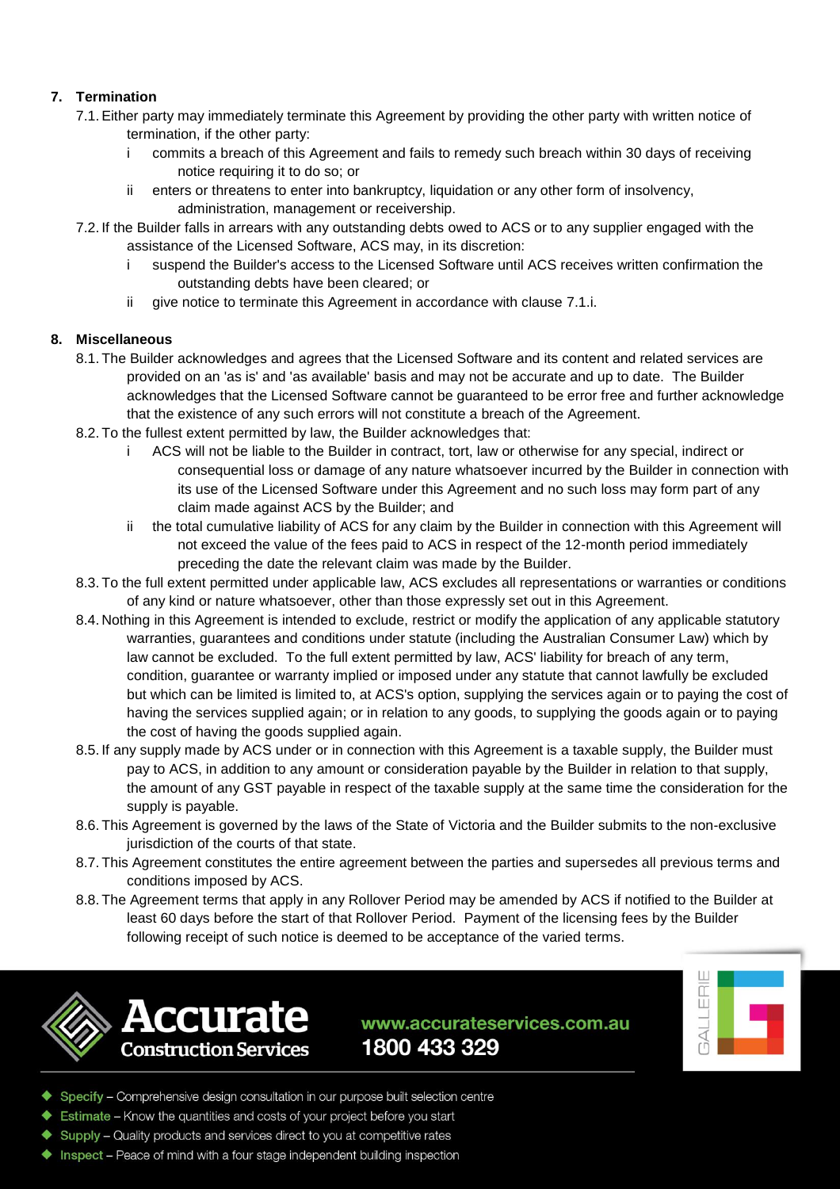## 7. Termination

7.1. Either party may immediately terminate this Agreement by providing the other party with written notice of termination, if the other party:

   i commits a breach of this Agreement and fails to remedy such breach within 30 days of receiving notice requiring it to do so; or

   ii enters or threatens to enter into bankruptcy, liquidation or any other form of insolvency, administration, management or receivership.

7.2. If the Builder falls in arrears with any outstanding debts owed to ACS or to any supplier engaged with the assistance of the Licensed Software, ACS may, in its discretion:

   i suspend the Builder's access to the Licensed Software until ACS receives written confirmation the outstanding debts have been cleared; or

   ii give notice to terminate this Agreement in accordance with clause 7.1.i.

## 8. Miscellaneous

8.1. The Builder acknowledges and agrees that the Licensed Software and its content and related services are provided on an 'as is' and 'as available' basis and may not be accurate and up to date. The Builder acknowledges that the Licensed Software cannot be guaranteed to be error free and further acknowledge that the existence of any such errors will not constitute a breach of the Agreement.

8.2. To the fullest extent permitted by law, the Builder acknowledges that:

   i ACS will not be liable to the Builder in contract, tort, law or otherwise for any special, indirect or consequential loss or damage of any nature whatsoever incurred by the Builder in connection with its use of the Licensed Software under this Agreement and no such loss may form part of any claim made against ACS by the Builder; and

   ii the total cumulative liability of ACS for any claim by the Builder in connection with this Agreement will not exceed the value of the fees paid to ACS in respect of the 12-month period immediately preceding the date the relevant claim was made by the Builder.

8.3. To the full extent permitted under applicable law, ACS excludes all representations or warranties or conditions of any kind or nature whatsoever, other than those expressly set out in this Agreement.

8.4. Nothing in this Agreement is intended to exclude, restrict or modify the application of any applicable statutory warranties, guarantees and conditions under statute (including the Australian Consumer Law) which by law cannot be excluded. To the full extent permitted by law, ACS' liability for breach of any term, condition, guarantee or warranty implied or imposed under any statute that cannot lawfully be excluded but which can be limited is limited to, at ACS's option, supplying the services again or to paying the cost of having the services supplied again; or in relation to any goods, to supplying the goods again or to paying the cost of having the goods supplied again.

8.5. If any supply made by ACS under or in connection with this Agreement is a taxable supply, the Builder must pay to ACS, in addition to any amount or consideration payable by the Builder in relation to that supply, the amount of any GST payable in respect of the taxable supply at the same time the consideration for the supply is payable.

8.6. This Agreement is governed by the laws of the State of Victoria and the Builder submits to the non-exclusive jurisdiction of the courts of that state.

8.7. This Agreement constitutes the entire agreement between the parties and supersedes all previous terms and conditions imposed by ACS.

8.8. The Agreement terms that apply in any Rollover Period may be amended by ACS if notified to the Builder at least 60 days before the start of that Rollover Period. Payment of the licensing fees by the Builder following receipt of such notice is deemed to be acceptance of the varied terms.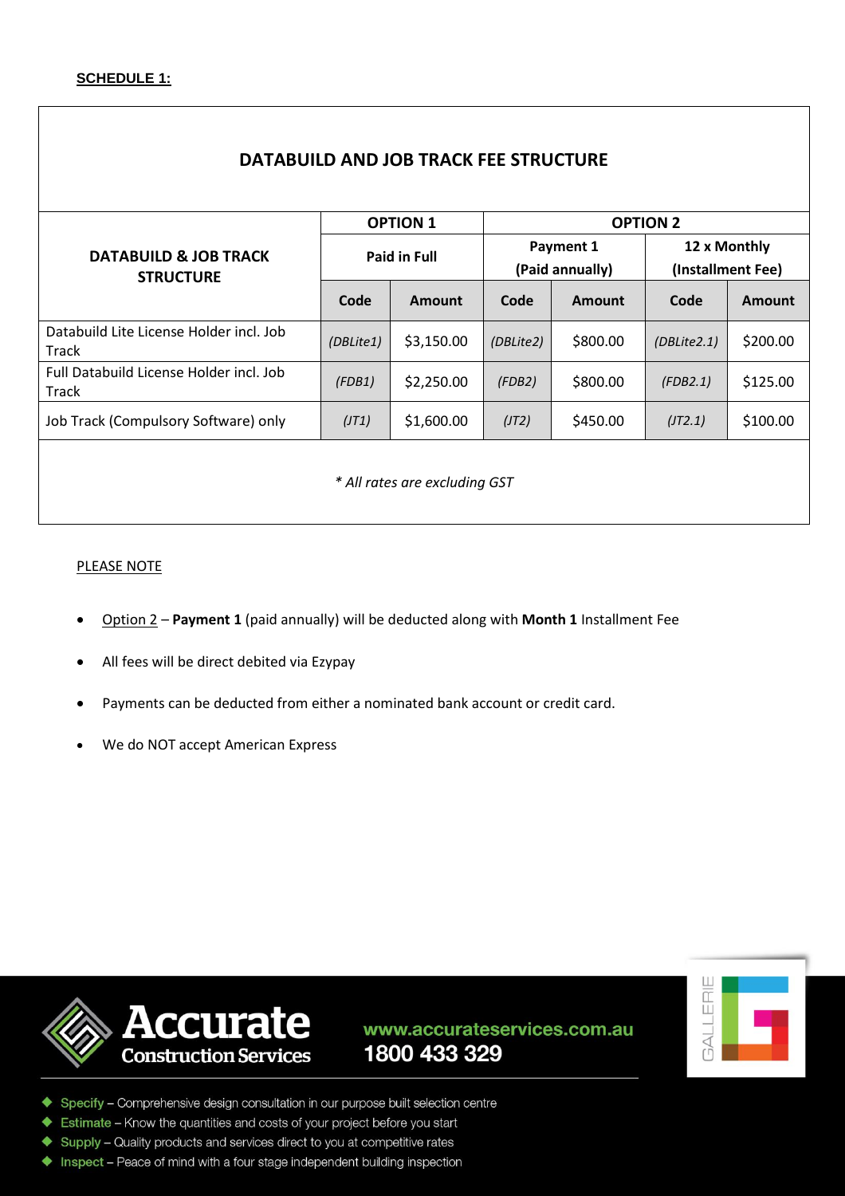**SCHEDULE 1:**

## DATABUILD AND JOB TRACK FEE STRUCTURE

| DATABUILD & JOB TRACK STRUCTURE | OPTION 1 | | OPTION 2 | | | |
|---|---|---|---|---|---|---|
| | Paid in Full | | Payment 1 (Paid annually) | | 12 x Monthly (Installment Fee) | |
| | Code | Amount | Code | Amount | Code | Amount |
| Databuild Lite License Holder incl. Job Track | *(DBLite1)* | $3,150.00 | *(DBLite2)* | $800.00 | *(DBLite2.1)* | $200.00 |
| Full Databuild License Holder incl. Job Track | *(FDB1)* | $2,250.00 | *(FDB2)* | $800.00 | *(FDB2.1)* | $125.00 |
| Job Track (Compulsory Software) only | *(JT1)* | $1,600.00 | *(JT2)* | $450.00 | *(JT2.1)* | $100.00 |

*\* All rates are excluding GST*

PLEASE NOTE

- Option 2 – **Payment 1** (paid annually) will be deducted along with **Month 1** Installment Fee
- All fees will be direct debited via Ezypay
- Payments can be deducted from either a nominated bank account or credit card.
- We do NOT accept American Express

**Accurate Construction Services**

www.accurateservices.com.au
1800 433 329

- Specify – Comprehensive design consultation in our purpose built selection centre
- Estimate – Know the quantities and costs of your project before you start
- Supply – Quality products and services direct to you at competitive rates
- Inspect – Peace of mind with a four stage independent building inspection